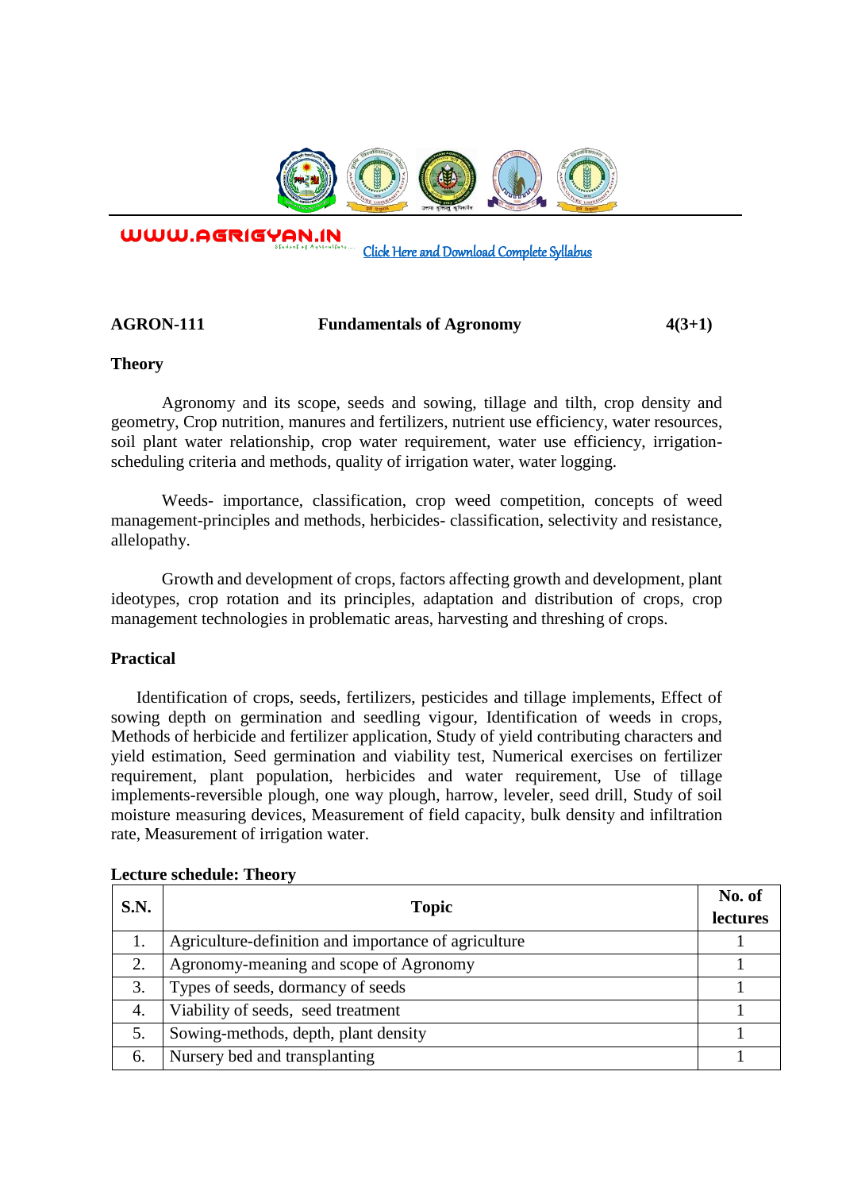WWW.AGRIGYAN.IN

Click Here and Download Complete Syllabus

**AGRON-111 Fundamentals of Agronomy 4(3+1)**

**Theory**

Agronomy and its scope, seeds and sowing, tillage and tilth, crop density and geometry, Crop nutrition, manures and fertilizers, nutrient use efficiency, water resources, soil plant water relationship, crop water requirement, water use efficiency, irrigation-scheduling criteria and methods, quality of irrigation water, water logging.

Weeds- importance, classification, crop weed competition, concepts of weed management-principles and methods, herbicides- classification, selectivity and resistance, allelopathy.

Growth and development of crops, factors affecting growth and development, plant ideotypes, crop rotation and its principles, adaptation and distribution of crops, crop management technologies in problematic areas, harvesting and threshing of crops.

**Practical**

Identification of crops, seeds, fertilizers, pesticides and tillage implements, Effect of sowing depth on germination and seedling vigour, Identification of weeds in crops, Methods of herbicide and fertilizer application, Study of yield contributing characters and yield estimation, Seed germination and viability test, Numerical exercises on fertilizer requirement, plant population, herbicides and water requirement, Use of tillage implements-reversible plough, one way plough, harrow, leveler, seed drill, Study of soil moisture measuring devices, Measurement of field capacity, bulk density and infiltration rate, Measurement of irrigation water.

**Lecture schedule: Theory**

| S.N. | Topic | No. of lectures |
|---|---|---|
| 1. | Agriculture-definition and importance of agriculture | 1 |
| 2. | Agronomy-meaning and scope of Agronomy | 1 |
| 3. | Types of seeds, dormancy of seeds | 1 |
| 4. | Viability of seeds, seed treatment | 1 |
| 5. | Sowing-methods, depth, plant density | 1 |
| 6. | Nursery bed and transplanting | 1 |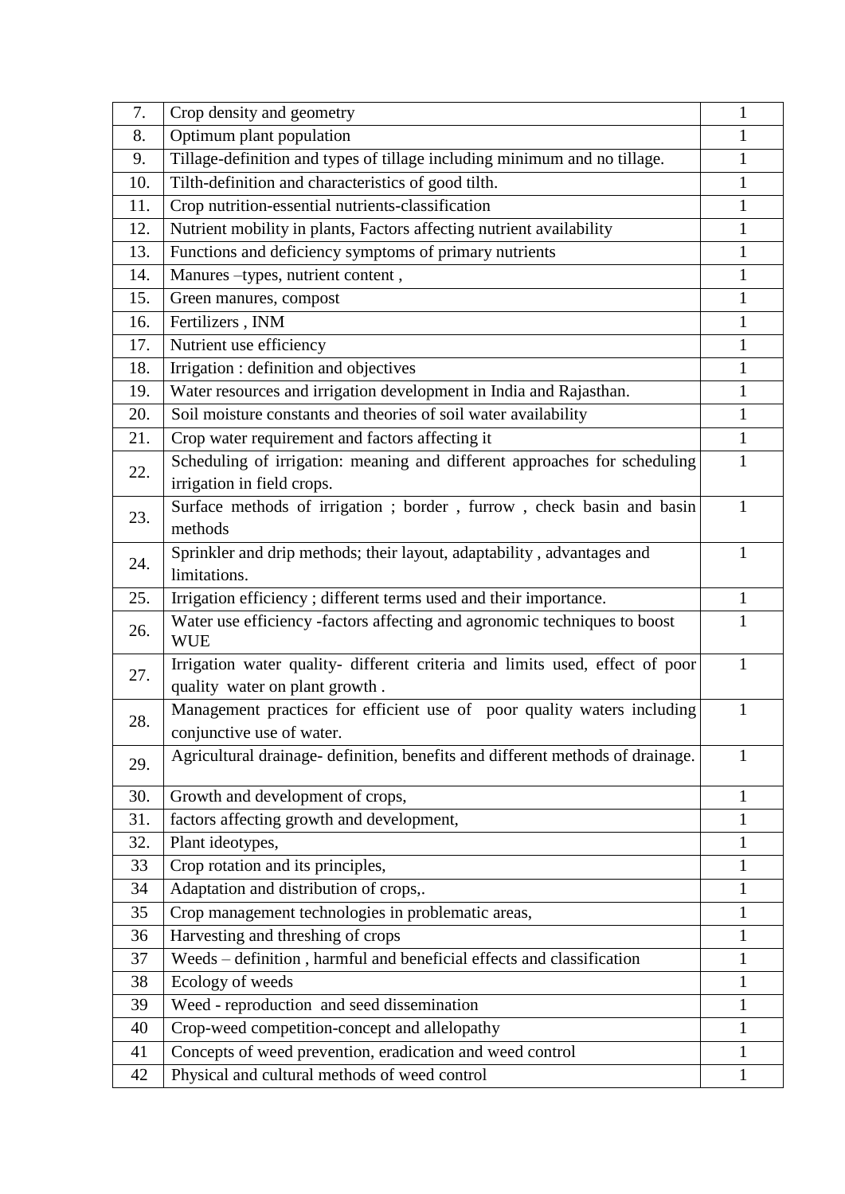| 7. | Crop density and geometry | 1 |
|---|---|---|
| 8. | Optimum plant population | 1 |
| 9. | Tillage-definition and types of tillage including minimum and no tillage. | 1 |
| 10. | Tilth-definition and characteristics of good tilth. | 1 |
| 11. | Crop nutrition-essential nutrients-classification | 1 |
| 12. | Nutrient mobility in plants, Factors affecting nutrient availability | 1 |
| 13. | Functions and deficiency symptoms of primary nutrients | 1 |
| 14. | Manures –types, nutrient content , | 1 |
| 15. | Green manures, compost | 1 |
| 16. | Fertilizers , INM | 1 |
| 17. | Nutrient use efficiency | 1 |
| 18. | Irrigation : definition and objectives | 1 |
| 19. | Water resources and irrigation development in India and Rajasthan. | 1 |
| 20. | Soil moisture constants and theories of soil water availability | 1 |
| 21. | Crop water requirement and factors affecting it | 1 |
| 22. | Scheduling of irrigation: meaning and different approaches for scheduling irrigation in field crops. | 1 |
| 23. | Surface methods of irrigation ; border , furrow , check basin and basin methods | 1 |
| 24. | Sprinkler and drip methods; their layout, adaptability , advantages and limitations. | 1 |
| 25. | Irrigation efficiency ; different terms used and their importance. | 1 |
| 26. | Water use efficiency -factors affecting and agronomic techniques to boost WUE | 1 |
| 27. | Irrigation water quality- different criteria and limits used, effect of poor quality water on plant growth . | 1 |
| 28. | Management practices for efficient use of poor quality waters including conjunctive use of water. | 1 |
| 29. | Agricultural drainage- definition, benefits and different methods of drainage. | 1 |
| 30. | Growth and development of crops, | 1 |
| 31. | factors affecting growth and development, | 1 |
| 32. | Plant ideotypes, | 1 |
| 33 | Crop rotation and its principles, | 1 |
| 34 | Adaptation and distribution of crops,. | 1 |
| 35 | Crop management technologies in problematic areas, | 1 |
| 36 | Harvesting and threshing of crops | 1 |
| 37 | Weeds – definition , harmful and beneficial effects and classification | 1 |
| 38 | Ecology of weeds | 1 |
| 39 | Weed - reproduction and seed dissemination | 1 |
| 40 | Crop-weed competition-concept and allelopathy | 1 |
| 41 | Concepts of weed prevention, eradication and weed control | 1 |
| 42 | Physical and cultural methods of weed control | 1 |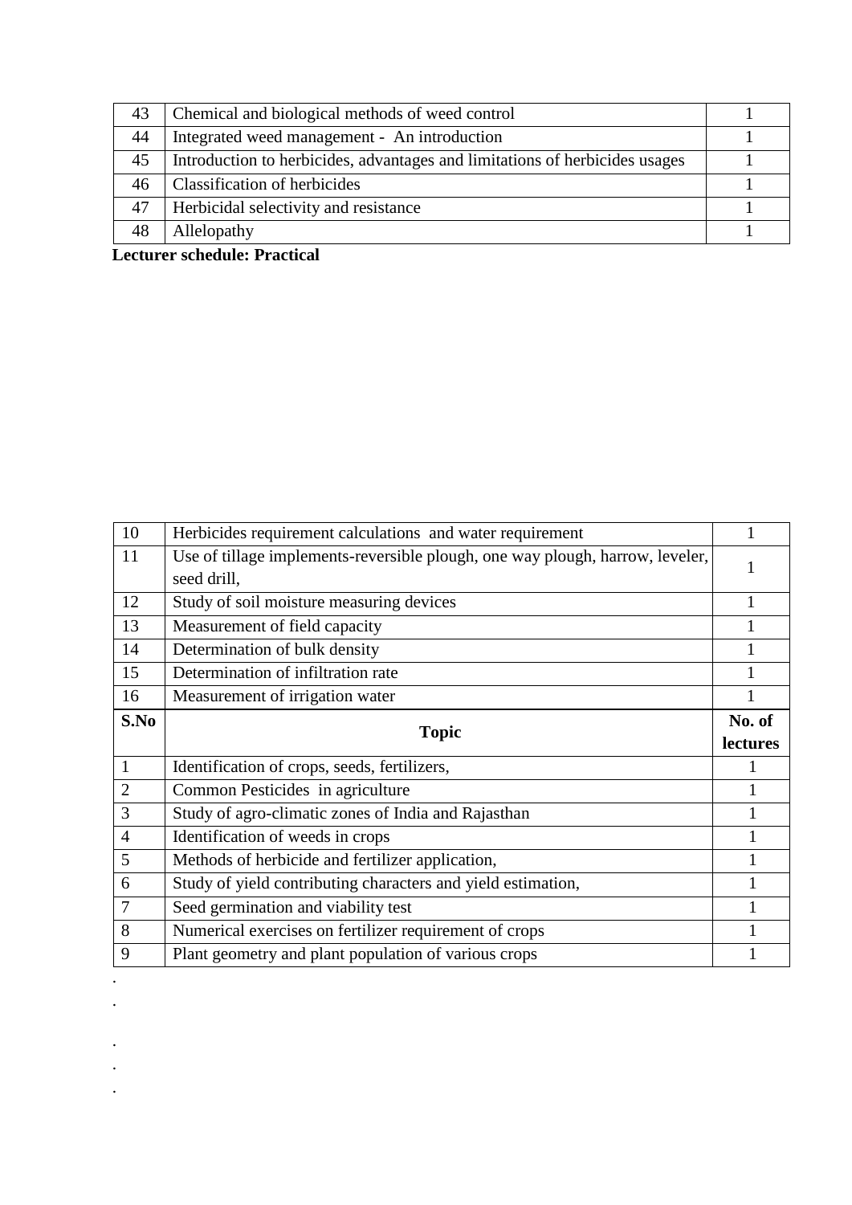| 43 | Chemical and biological methods of weed control | 1 |
|---|---|---|
| 44 | Integrated weed management - An introduction | 1 |
| 45 | Introduction to herbicides, advantages and limitations of herbicides usages | 1 |
| 46 | Classification of herbicides | 1 |
| 47 | Herbicidal selectivity and resistance | 1 |
| 48 | Allelopathy | 1 |

**Lecturer schedule: Practical**

| S.No | Topic | No. of lectures |
|---|---|---|
| 1 | Identification of crops, seeds, fertilizers, | 1 |
| 2 | Common Pesticides in agriculture | 1 |
| 3 | Study of agro-climatic zones of India and Rajasthan | 1 |
| 4 | Identification of weeds in crops | 1 |
| 5 | Methods of herbicide and fertilizer application, | 1 |
| 6 | Study of yield contributing characters and yield estimation, | 1 |
| 7 | Seed germination and viability test | 1 |
| 8 | Numerical exercises on fertilizer requirement of crops | 1 |
| 9 | Plant geometry and plant population of various crops | 1 |
| 10 | Herbicides requirement calculations and water requirement | 1 |
| 11 | Use of tillage implements-reversible plough, one way plough, harrow, leveler, seed drill, | 1 |
| 12 | Study of soil moisture measuring devices | 1 |
| 13 | Measurement of field capacity | 1 |
| 14 | Determination of bulk density | 1 |
| 15 | Determination of infiltration rate | 1 |
| 16 | Measurement of irrigation water | 1 |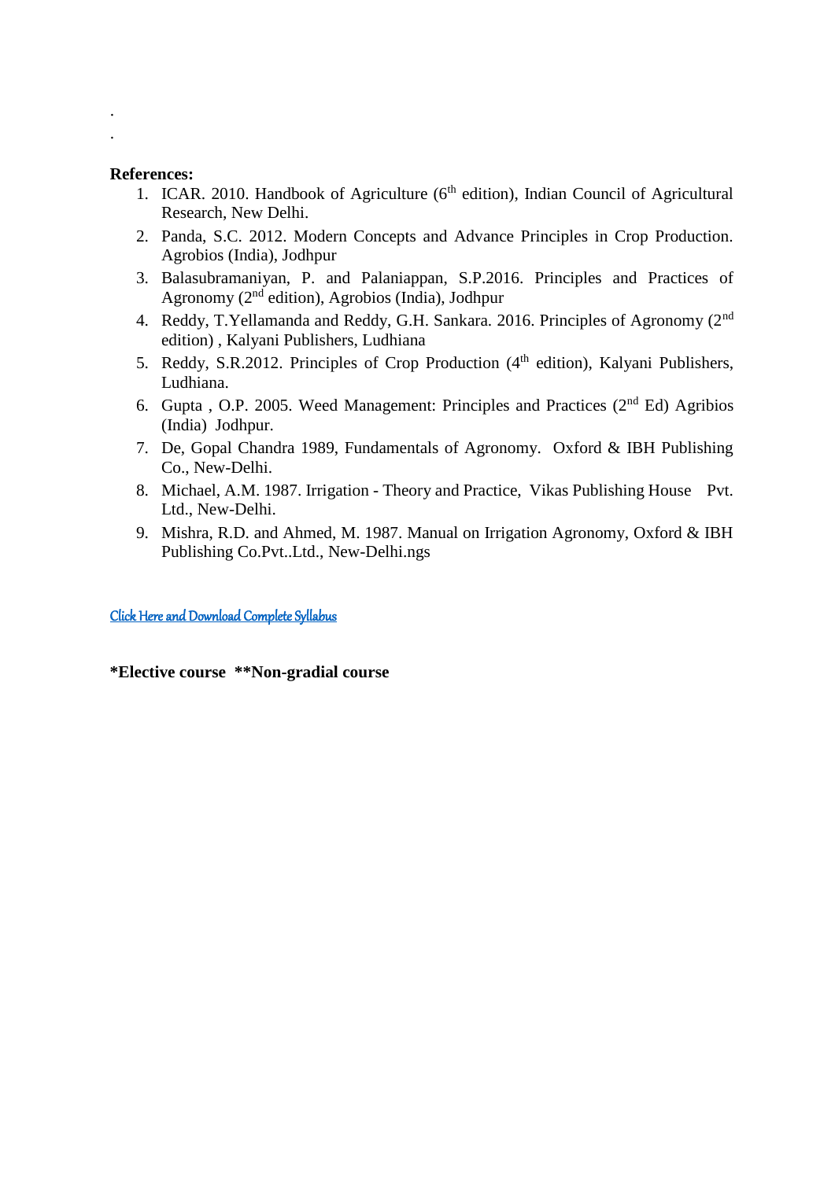.

.

**References:**

1. ICAR. 2010. Handbook of Agriculture (6th edition), Indian Council of Agricultural Research, New Delhi.
2. Panda, S.C. 2012. Modern Concepts and Advance Principles in Crop Production. Agrobios (India), Jodhpur
3. Balasubramaniyan, P. and Palaniappan, S.P.2016. Principles and Practices of Agronomy (2nd edition), Agrobios (India), Jodhpur
4. Reddy, T.Yellamanda and Reddy, G.H. Sankara. 2016. Principles of Agronomy (2nd edition) , Kalyani Publishers, Ludhiana
5. Reddy, S.R.2012. Principles of Crop Production (4th edition), Kalyani Publishers, Ludhiana.
6. Gupta , O.P. 2005. Weed Management: Principles and Practices (2nd Ed) Agribios (India) Jodhpur.
7. De, Gopal Chandra 1989, Fundamentals of Agronomy. Oxford & IBH Publishing Co., New-Delhi.
8. Michael, A.M. 1987. Irrigation - Theory and Practice, Vikas Publishing House Pvt. Ltd., New-Delhi.
9. Mishra, R.D. and Ahmed, M. 1987. Manual on Irrigation Agronomy, Oxford & IBH Publishing Co.Pvt..Ltd., New-Delhi.ngs

Click Here and Download Complete Syllabus

***Elective course \*\*Non-gradial course**